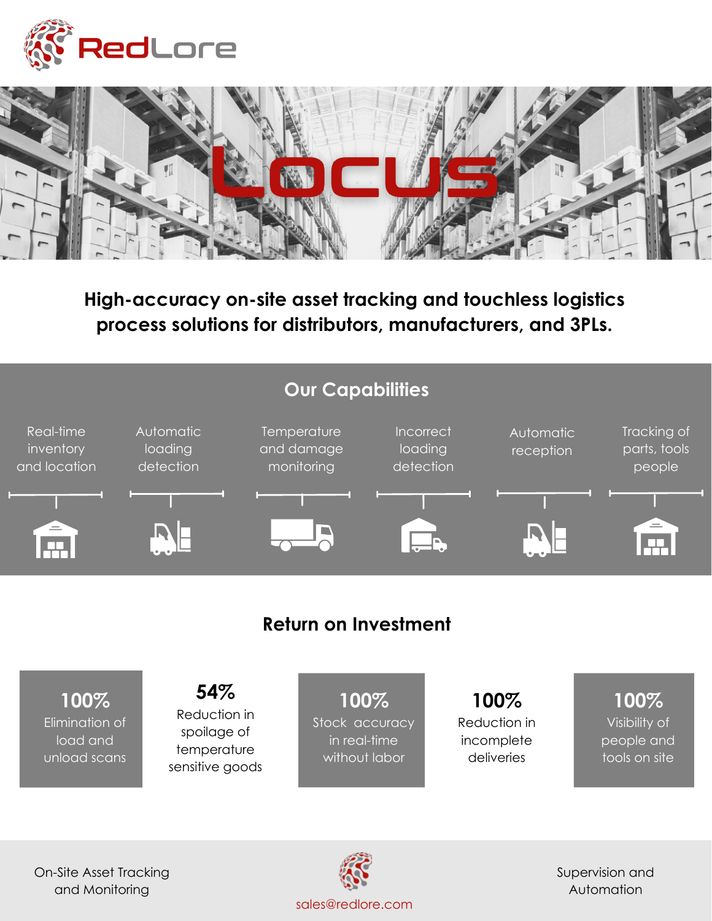# RedLore

# Locus

**High-accuracy on-site asset tracking and touchless logistics process solutions for distributors, manufacturers, and 3PLs.**

## Our Capabilities

- Real-time inventory and location
- Automatic loading detection
- Temperature and damage monitoring
- Incorrect loading detection
- Automatic reception
- Tracking of parts, tools people

## Return on Investment

**100%**
Elimination of load and unload scans

**54%**
Reduction in spoilage of temperature sensitive goods

**100%**
Stock accuracy in real-time without labor

**100%**
Reduction in incomplete deliveries

**100%**
Visibility of people and tools on site

On-Site Asset Tracking and Monitoring

sales@redlore.com

Supervision and Automation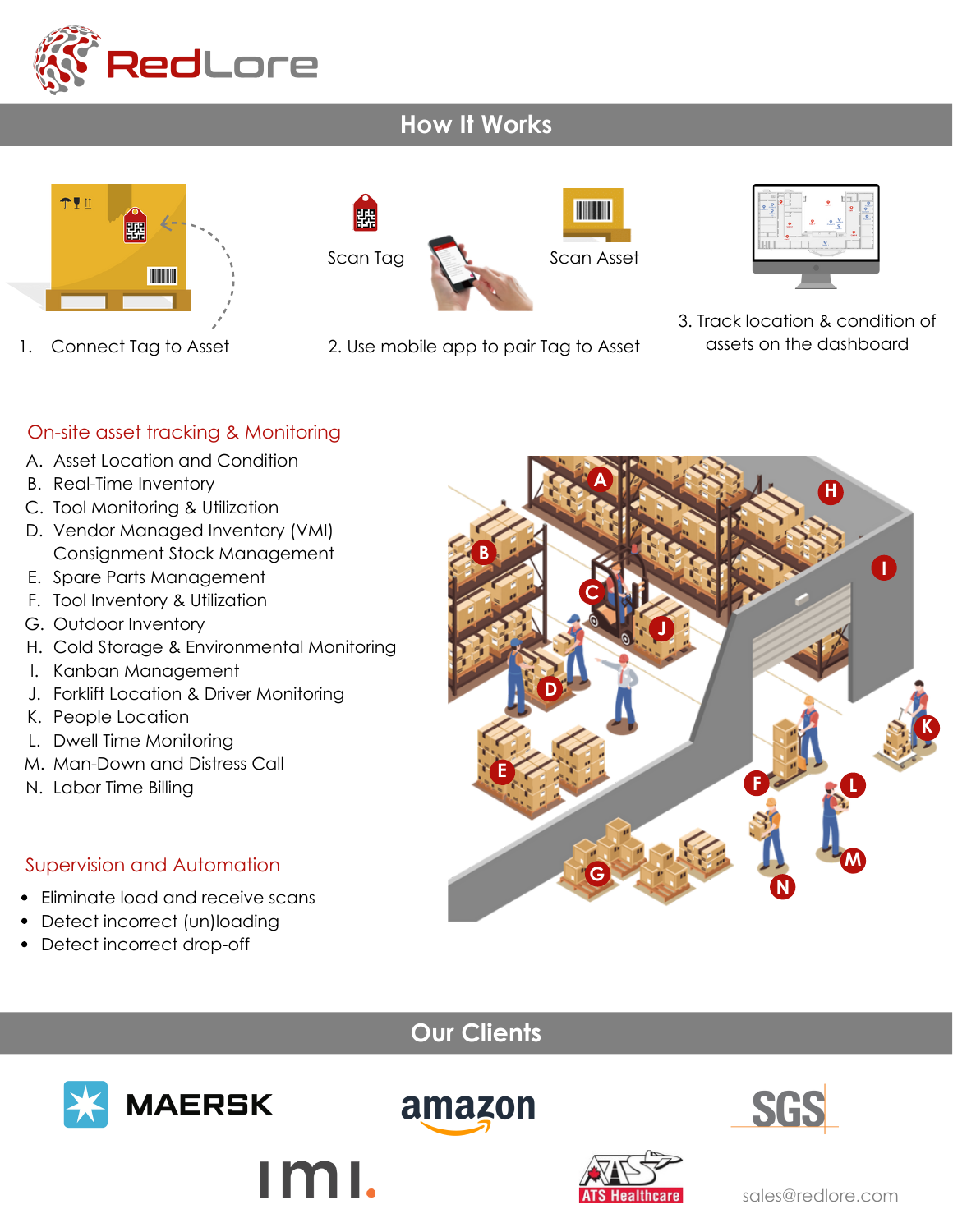# RedLore

## How It Works

Scan Tag

Scan Asset

1. Connect Tag to Asset

2. Use mobile app to pair Tag to Asset

3. Track location & condition of assets on the dashboard

### On-site asset tracking & Monitoring

A. Asset Location and Condition
B. Real-Time Inventory
C. Tool Monitoring & Utilization
D. Vendor Managed Inventory (VMI) Consignment Stock Management
E. Spare Parts Management
F. Tool Inventory & Utilization
G. Outdoor Inventory
H. Cold Storage & Environmental Monitoring
I. Kanban Management
J. Forklift Location & Driver Monitoring
K. People Location
L. Dwell Time Monitoring
M. Man-Down and Distress Call
N. Labor Time Billing

### Supervision and Automation

- Eliminate load and receive scans
- Detect incorrect (un)loading
- Detect incorrect drop-off

## Our Clients

MAERSK

amazon

SGS

imi.

ATS Healthcare

sales@redlore.com